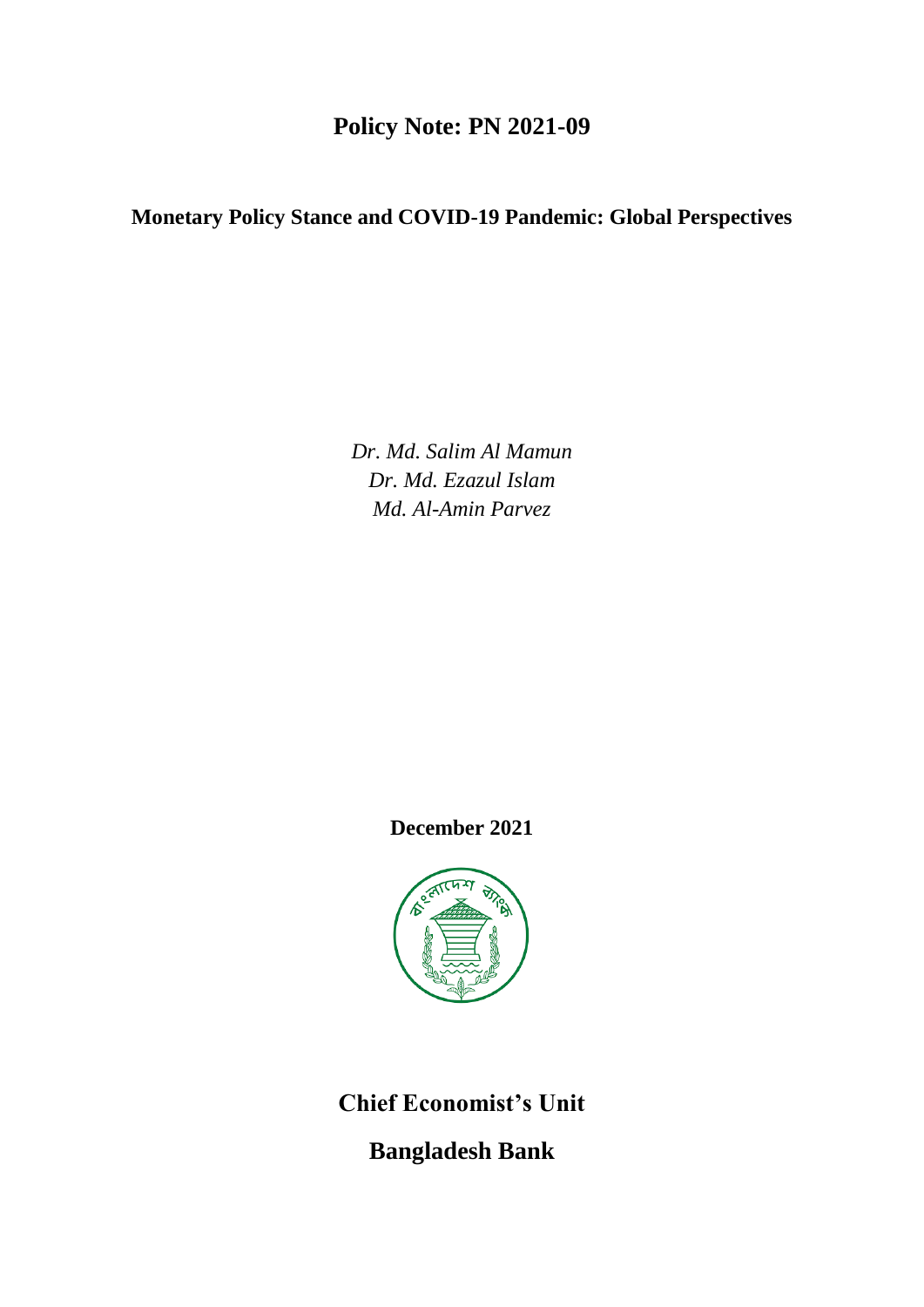# Policy Note: PN 2021-09

## Monetary Policy Stance and COVID-19 Pandemic: Global Perspectives

*Dr. Md. Salim Al Mamun*
*Dr. Md. Ezazul Islam*
*Md. Al-Amin Parvez*

**December 2021**

**Chief Economist's Unit**

**Bangladesh Bank**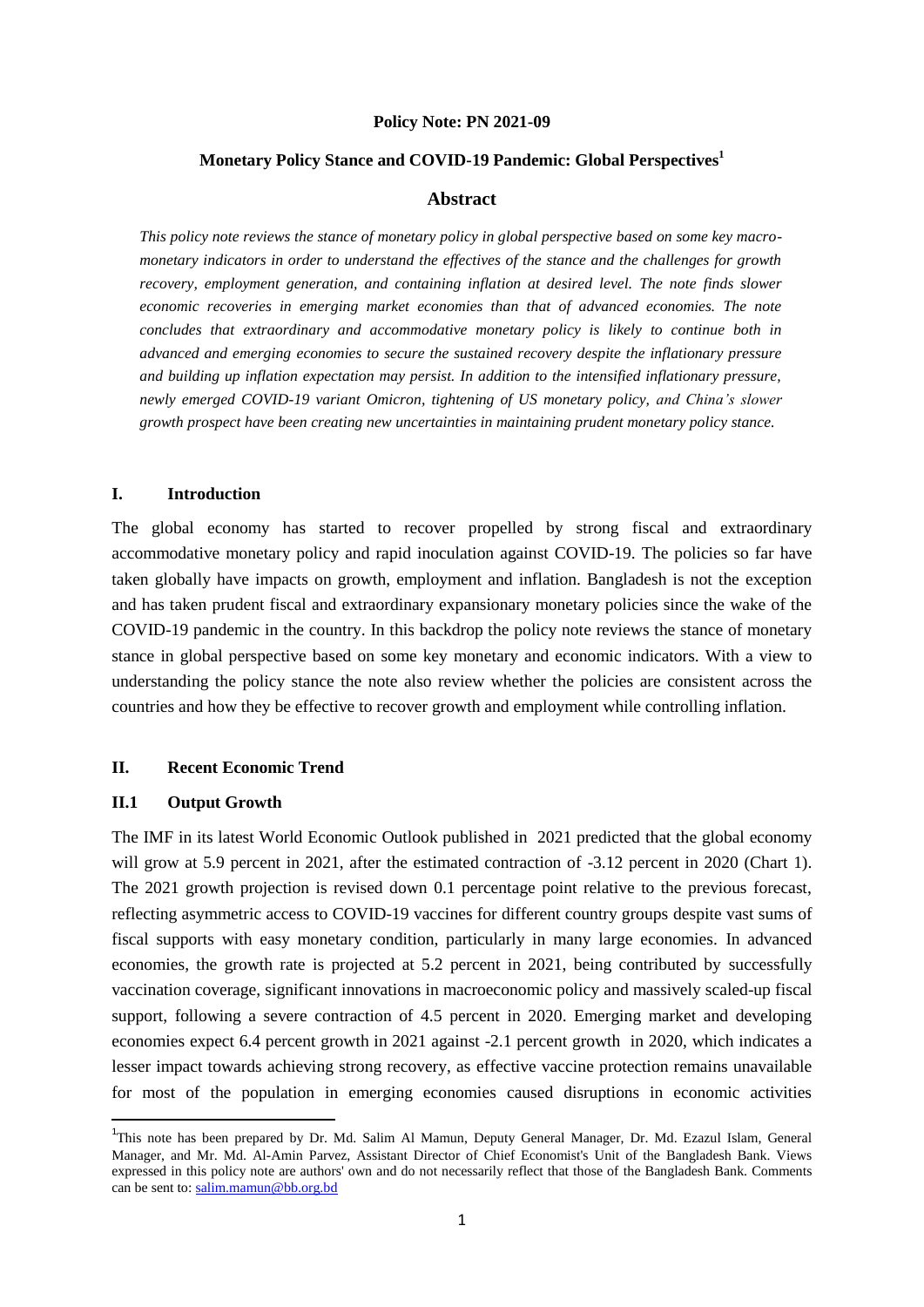**Policy Note: PN 2021-09**

## Monetary Policy Stance and COVID-19 Pandemic: Global Perspectives[1]

### Abstract

*This policy note reviews the stance of monetary policy in global perspective based on some key macro-monetary indicators in order to understand the effectives of the stance and the challenges for growth recovery, employment generation, and containing inflation at desired level. The note finds slower economic recoveries in emerging market economies than that of advanced economies. The note concludes that extraordinary and accommodative monetary policy is likely to continue both in advanced and emerging economies to secure the sustained recovery despite the inflationary pressure and building up inflation expectation may persist. In addition to the intensified inflationary pressure, newly emerged COVID-19 variant Omicron, tightening of US monetary policy, and China's slower growth prospect have been creating new uncertainties in maintaining prudent monetary policy stance.*

### I. Introduction

The global economy has started to recover propelled by strong fiscal and extraordinary accommodative monetary policy and rapid inoculation against COVID-19. The policies so far have taken globally have impacts on growth, employment and inflation. Bangladesh is not the exception and has taken prudent fiscal and extraordinary expansionary monetary policies since the wake of the COVID-19 pandemic in the country. In this backdrop the policy note reviews the stance of monetary stance in global perspective based on some key monetary and economic indicators. With a view to understanding the policy stance the note also review whether the policies are consistent across the countries and how they be effective to recover growth and employment while controlling inflation.

### II. Recent Economic Trend

#### II.1 Output Growth

The IMF in its latest World Economic Outlook published in 2021 predicted that the global economy will grow at 5.9 percent in 2021, after the estimated contraction of -3.12 percent in 2020 (Chart 1). The 2021 growth projection is revised down 0.1 percentage point relative to the previous forecast, reflecting asymmetric access to COVID-19 vaccines for different country groups despite vast sums of fiscal supports with easy monetary condition, particularly in many large economies. In advanced economies, the growth rate is projected at 5.2 percent in 2021, being contributed by successfully vaccination coverage, significant innovations in macroeconomic policy and massively scaled-up fiscal support, following a severe contraction of 4.5 percent in 2020. Emerging market and developing economies expect 6.4 percent growth in 2021 against -2.1 percent growth in 2020, which indicates a lesser impact towards achieving strong recovery, as effective vaccine protection remains unavailable for most of the population in emerging economies caused disruptions in economic activities

---

[1] This note has been prepared by Dr. Md. Salim Al Mamun, Deputy General Manager, Dr. Md. Ezazul Islam, General Manager, and Mr. Md. Al-Amin Parvez, Assistant Director of Chief Economist's Unit of the Bangladesh Bank. Views expressed in this policy note are authors' own and do not necessarily reflect that those of the Bangladesh Bank. Comments can be sent to: salim.mamun@bb.org.bd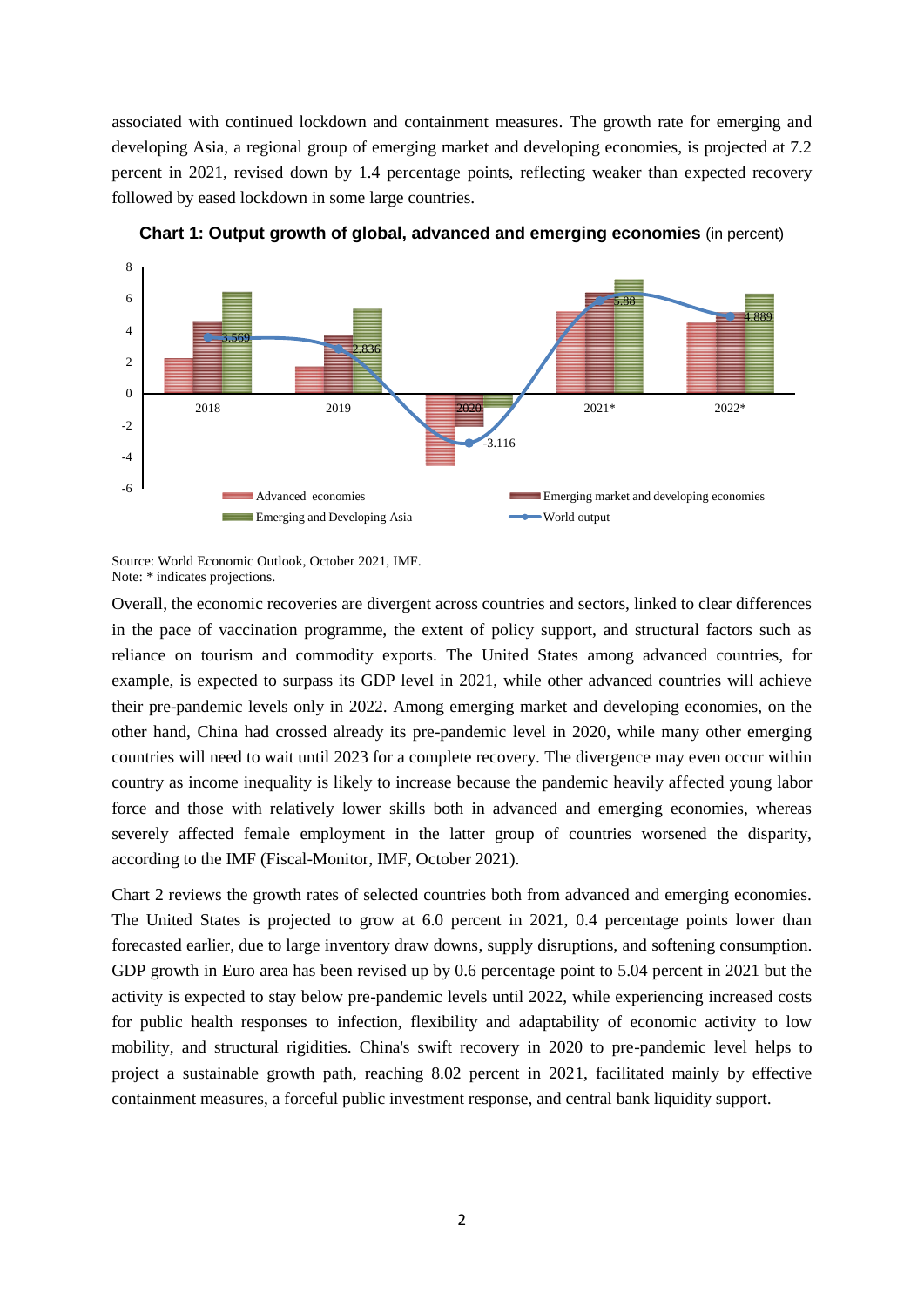associated with continued lockdown and containment measures. The growth rate for emerging and developing Asia, a regional group of emerging market and developing economies, is projected at 7.2 percent in 2021, revised down by 1.4 percentage points, reflecting weaker than expected recovery followed by eased lockdown in some large countries.

**Chart 1: Output growth of global, advanced and emerging economies** (in percent)

Source: World Economic Outlook, October 2021, IMF.
Note: * indicates projections.

Overall, the economic recoveries are divergent across countries and sectors, linked to clear differences in the pace of vaccination programme, the extent of policy support, and structural factors such as reliance on tourism and commodity exports. The United States among advanced countries, for example, is expected to surpass its GDP level in 2021, while other advanced countries will achieve their pre-pandemic levels only in 2022. Among emerging market and developing economies, on the other hand, China had crossed already its pre-pandemic level in 2020, while many other emerging countries will need to wait until 2023 for a complete recovery. The divergence may even occur within country as income inequality is likely to increase because the pandemic heavily affected young labor force and those with relatively lower skills both in advanced and emerging economies, whereas severely affected female employment in the latter group of countries worsened the disparity, according to the IMF (Fiscal-Monitor, IMF, October 2021).

Chart 2 reviews the growth rates of selected countries both from advanced and emerging economies. The United States is projected to grow at 6.0 percent in 2021, 0.4 percentage points lower than forecasted earlier, due to large inventory draw downs, supply disruptions, and softening consumption. GDP growth in Euro area has been revised up by 0.6 percentage point to 5.04 percent in 2021 but the activity is expected to stay below pre-pandemic levels until 2022, while experiencing increased costs for public health responses to infection, flexibility and adaptability of economic activity to low mobility, and structural rigidities. China's swift recovery in 2020 to pre-pandemic level helps to project a sustainable growth path, reaching 8.02 percent in 2021, facilitated mainly by effective containment measures, a forceful public investment response, and central bank liquidity support.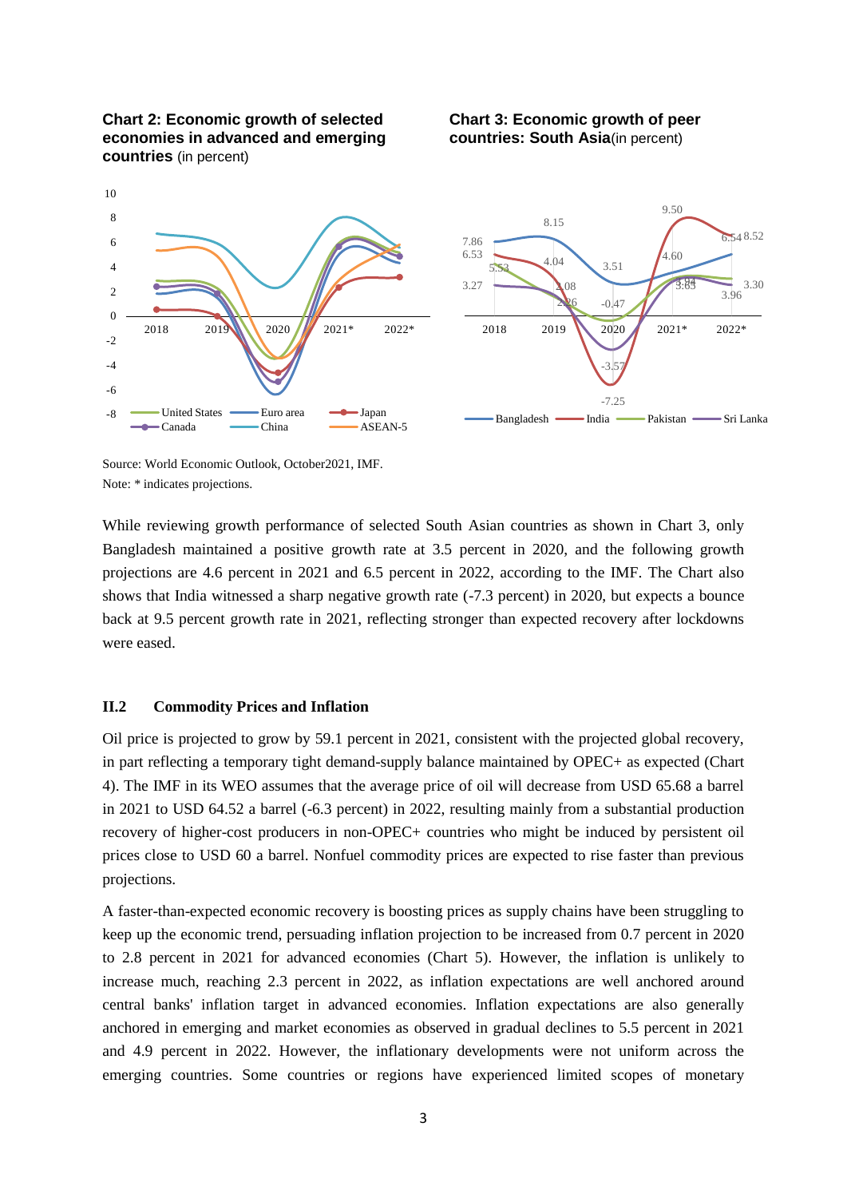**Chart 2: Economic growth of selected economies in advanced and emerging countries** (in percent)

**Chart 3: Economic growth of peer countries: South Asia**(in percent)

Source: World Economic Outlook, October2021, IMF.
Note: * indicates projections.

While reviewing growth performance of selected South Asian countries as shown in Chart 3, only Bangladesh maintained a positive growth rate at 3.5 percent in 2020, and the following growth projections are 4.6 percent in 2021 and 6.5 percent in 2022, according to the IMF. The Chart also shows that India witnessed a sharp negative growth rate (-7.3 percent) in 2020, but expects a bounce back at 9.5 percent growth rate in 2021, reflecting stronger than expected recovery after lockdowns were eased.

## II.2 Commodity Prices and Inflation

Oil price is projected to grow by 59.1 percent in 2021, consistent with the projected global recovery, in part reflecting a temporary tight demand-supply balance maintained by OPEC+ as expected (Chart 4). The IMF in its WEO assumes that the average price of oil will decrease from USD 65.68 a barrel in 2021 to USD 64.52 a barrel (-6.3 percent) in 2022, resulting mainly from a substantial production recovery of higher-cost producers in non-OPEC+ countries who might be induced by persistent oil prices close to USD 60 a barrel. Nonfuel commodity prices are expected to rise faster than previous projections.

A faster-than-expected economic recovery is boosting prices as supply chains have been struggling to keep up the economic trend, persuading inflation projection to be increased from 0.7 percent in 2020 to 2.8 percent in 2021 for advanced economies (Chart 5). However, the inflation is unlikely to increase much, reaching 2.3 percent in 2022, as inflation expectations are well anchored around central banks' inflation target in advanced economies. Inflation expectations are also generally anchored in emerging and market economies as observed in gradual declines to 5.5 percent in 2021 and 4.9 percent in 2022. However, the inflationary developments were not uniform across the emerging countries. Some countries or regions have experienced limited scopes of monetary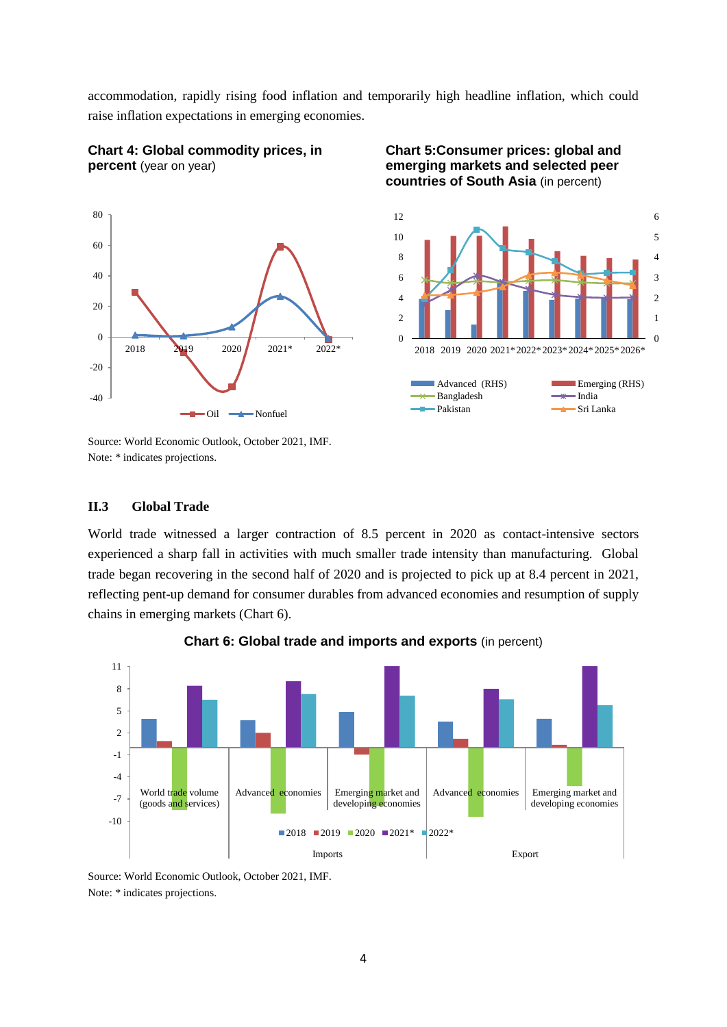accommodation, rapidly rising food inflation and temporarily high headline inflation, which could raise inflation expectations in emerging economies.

**Chart 4: Global commodity prices, in percent** (year on year)

**Chart 5:Consumer prices: global and emerging markets and selected peer countries of South Asia** (in percent)

Source: World Economic Outlook, October 2021, IMF.
Note: * indicates projections.

### II.3 Global Trade

World trade witnessed a larger contraction of 8.5 percent in 2020 as contact-intensive sectors experienced a sharp fall in activities with much smaller trade intensity than manufacturing. Global trade began recovering in the second half of 2020 and is projected to pick up at 8.4 percent in 2021, reflecting pent-up demand for consumer durables from advanced economies and resumption of supply chains in emerging markets (Chart 6).

**Chart 6: Global trade and imports and exports** (in percent)

Source: World Economic Outlook, October 2021, IMF.
Note: * indicates projections.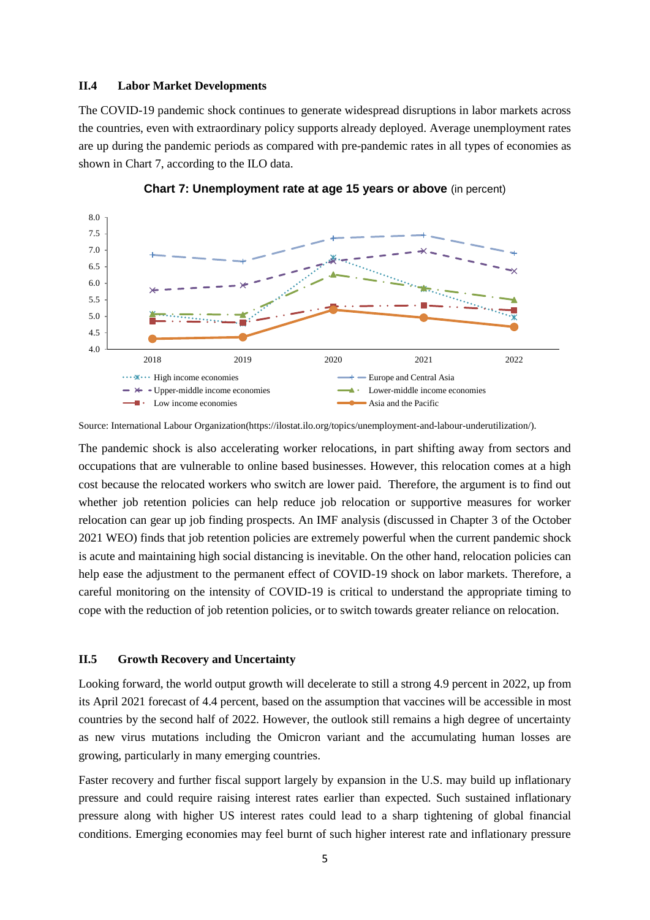### II.4 Labor Market Developments

The COVID-19 pandemic shock continues to generate widespread disruptions in labor markets across the countries, even with extraordinary policy supports already deployed. Average unemployment rates are up during the pandemic periods as compared with pre-pandemic rates in all types of economies as shown in Chart 7, according to the ILO data.

**Chart 7: Unemployment rate at age 15 years or above** (in percent)

Source: International Labour Organization(https://ilostat.ilo.org/topics/unemployment-and-labour-underutilization/).

The pandemic shock is also accelerating worker relocations, in part shifting away from sectors and occupations that are vulnerable to online based businesses. However, this relocation comes at a high cost because the relocated workers who switch are lower paid. Therefore, the argument is to find out whether job retention policies can help reduce job relocation or supportive measures for worker relocation can gear up job finding prospects. An IMF analysis (discussed in Chapter 3 of the October 2021 WEO) finds that job retention policies are extremely powerful when the current pandemic shock is acute and maintaining high social distancing is inevitable. On the other hand, relocation policies can help ease the adjustment to the permanent effect of COVID-19 shock on labor markets. Therefore, a careful monitoring on the intensity of COVID-19 is critical to understand the appropriate timing to cope with the reduction of job retention policies, or to switch towards greater reliance on relocation.

### II.5 Growth Recovery and Uncertainty

Looking forward, the world output growth will decelerate to still a strong 4.9 percent in 2022, up from its April 2021 forecast of 4.4 percent, based on the assumption that vaccines will be accessible in most countries by the second half of 2022. However, the outlook still remains a high degree of uncertainty as new virus mutations including the Omicron variant and the accumulating human losses are growing, particularly in many emerging countries.

Faster recovery and further fiscal support largely by expansion in the U.S. may build up inflationary pressure and could require raising interest rates earlier than expected. Such sustained inflationary pressure along with higher US interest rates could lead to a sharp tightening of global financial conditions. Emerging economies may feel burnt of such higher interest rate and inflationary pressure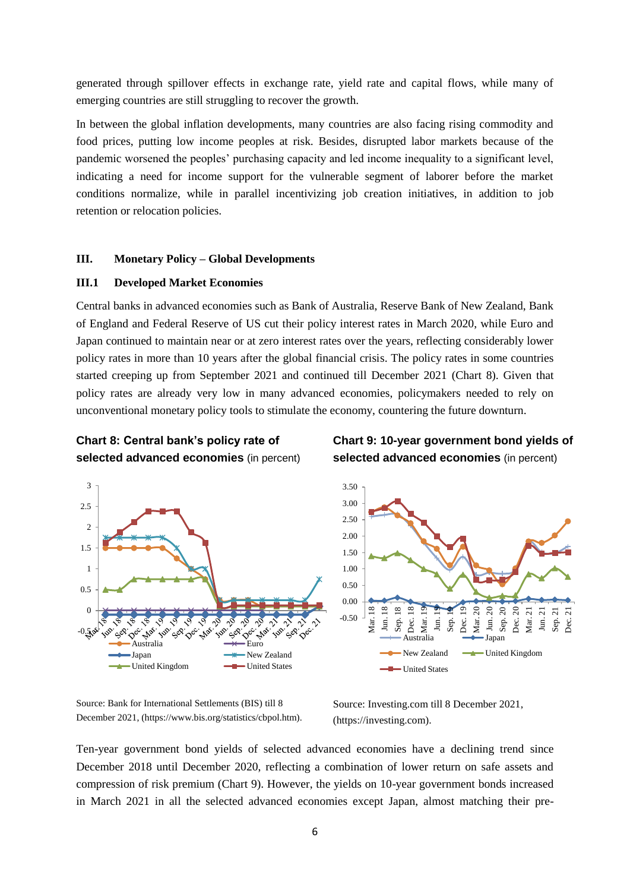generated through spillover effects in exchange rate, yield rate and capital flows, while many of emerging countries are still struggling to recover the growth.

In between the global inflation developments, many countries are also facing rising commodity and food prices, putting low income peoples at risk. Besides, disrupted labor markets because of the pandemic worsened the peoples' purchasing capacity and led income inequality to a significant level, indicating a need for income support for the vulnerable segment of laborer before the market conditions normalize, while in parallel incentivizing job creation initiatives, in addition to job retention or relocation policies.

## III. Monetary Policy – Global Developments

### III.1 Developed Market Economies

Central banks in advanced economies such as Bank of Australia, Reserve Bank of New Zealand, Bank of England and Federal Reserve of US cut their policy interest rates in March 2020, while Euro and Japan continued to maintain near or at zero interest rates over the years, reflecting considerably lower policy rates in more than 10 years after the global financial crisis. The policy rates in some countries started creeping up from September 2021 and continued till December 2021 (Chart 8). Given that policy rates are already very low in many advanced economies, policymakers needed to rely on unconventional monetary policy tools to stimulate the economy, countering the future downturn.

**Chart 8: Central bank's policy rate of selected advanced economies** (in percent)

Source: Bank for International Settlements (BIS) till 8 December 2021, (https://www.bis.org/statistics/cbpol.htm).

**Chart 9: 10-year government bond yields of selected advanced economies** (in percent)

Source: Investing.com till 8 December 2021, (https://investing.com).

Ten-year government bond yields of selected advanced economies have a declining trend since December 2018 until December 2020, reflecting a combination of lower return on safe assets and compression of risk premium (Chart 9). However, the yields on 10-year government bonds increased in March 2021 in all the selected advanced economies except Japan, almost matching their pre-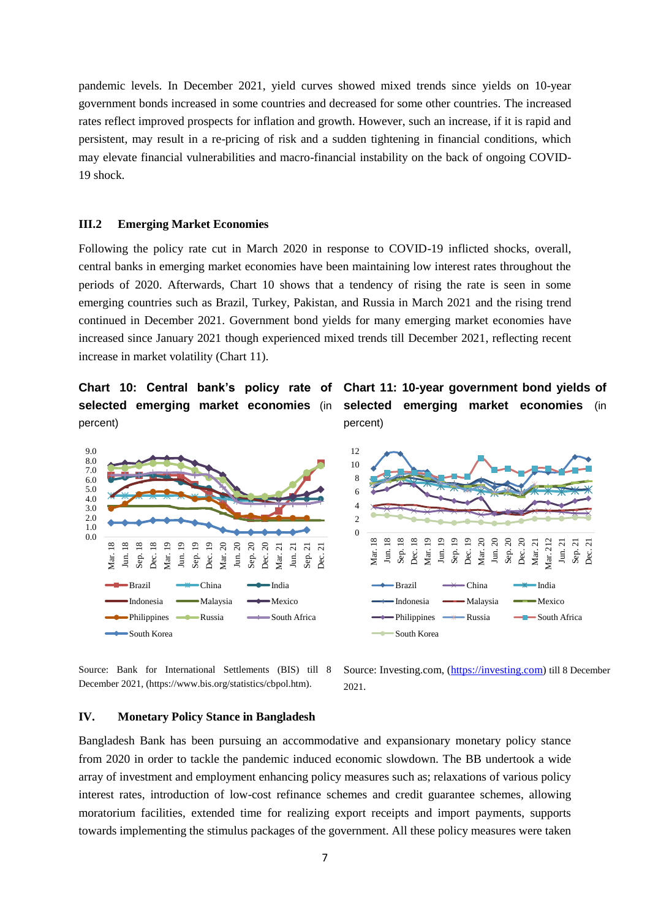pandemic levels. In December 2021, yield curves showed mixed trends since yields on 10-year government bonds increased in some countries and decreased for some other countries. The increased rates reflect improved prospects for inflation and growth. However, such an increase, if it is rapid and persistent, may result in a re-pricing of risk and a sudden tightening in financial conditions, which may elevate financial vulnerabilities and macro-financial instability on the back of ongoing COVID-19 shock.

### III.2 Emerging Market Economies

Following the policy rate cut in March 2020 in response to COVID-19 inflicted shocks, overall, central banks in emerging market economies have been maintaining low interest rates throughout the periods of 2020. Afterwards, Chart 10 shows that a tendency of rising the rate is seen in some emerging countries such as Brazil, Turkey, Pakistan, and Russia in March 2021 and the rising trend continued in December 2021. Government bond yields for many emerging market economies have increased since January 2021 though experienced mixed trends till December 2021, reflecting recent increase in market volatility (Chart 11).

**Chart 10: Central bank's policy rate of selected emerging market economies** (in percent)

Source: Bank for International Settlements (BIS) till 8 December 2021, (https://www.bis.org/statistics/cbpol.htm).

**Chart 11: 10-year government bond yields of selected emerging market economies** (in percent)

Source: Investing.com, (https://investing.com) till 8 December 2021.

## IV. Monetary Policy Stance in Bangladesh

Bangladesh Bank has been pursuing an accommodative and expansionary monetary policy stance from 2020 in order to tackle the pandemic induced economic slowdown. The BB undertook a wide array of investment and employment enhancing policy measures such as; relaxations of various policy interest rates, introduction of low-cost refinance schemes and credit guarantee schemes, allowing moratorium facilities, extended time for realizing export receipts and import payments, supports towards implementing the stimulus packages of the government. All these policy measures were taken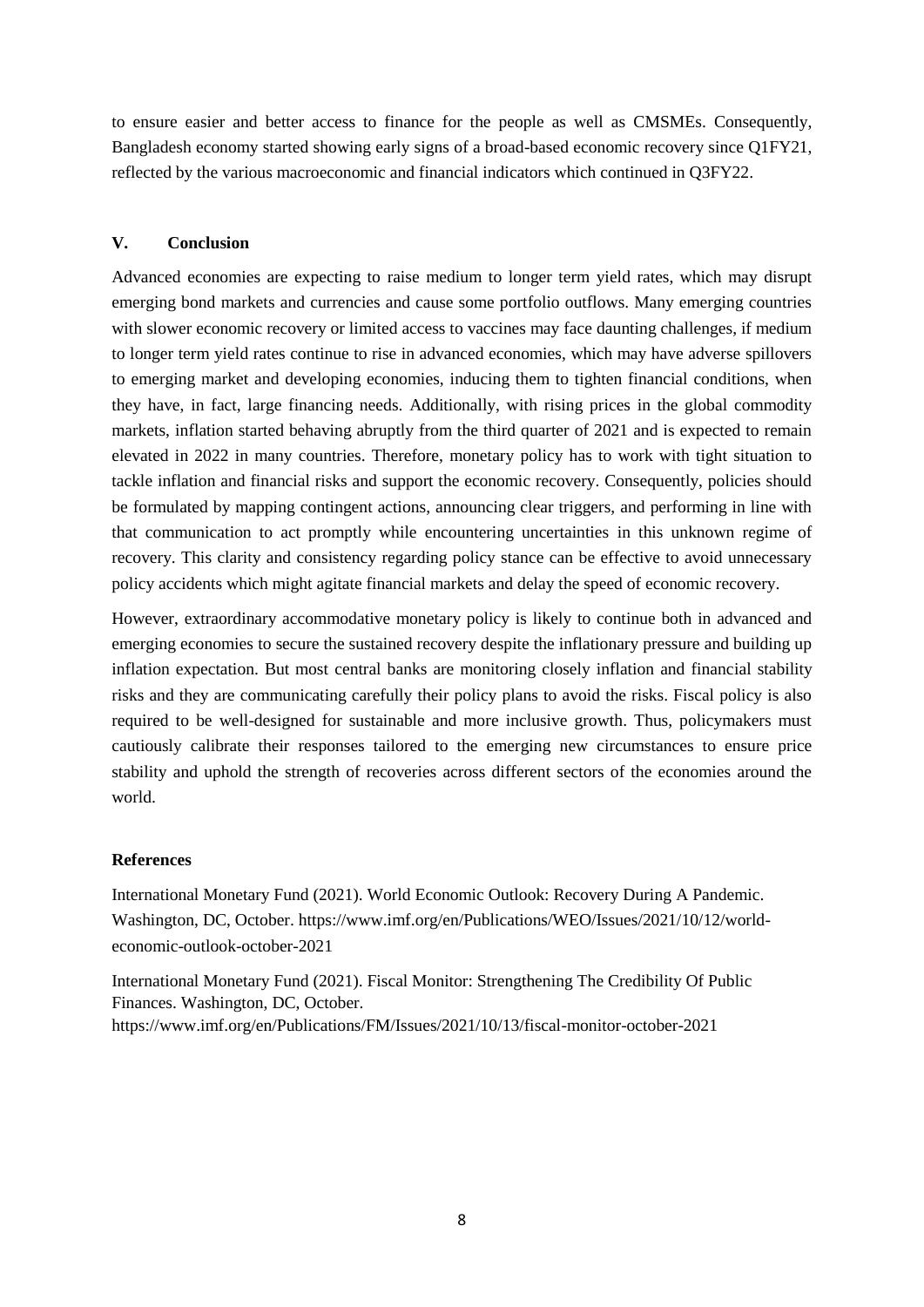to ensure easier and better access to finance for the people as well as CMSMEs. Consequently, Bangladesh economy started showing early signs of a broad-based economic recovery since Q1FY21, reflected by the various macroeconomic and financial indicators which continued in Q3FY22.

## V. Conclusion

Advanced economies are expecting to raise medium to longer term yield rates, which may disrupt emerging bond markets and currencies and cause some portfolio outflows. Many emerging countries with slower economic recovery or limited access to vaccines may face daunting challenges, if medium to longer term yield rates continue to rise in advanced economies, which may have adverse spillovers to emerging market and developing economies, inducing them to tighten financial conditions, when they have, in fact, large financing needs. Additionally, with rising prices in the global commodity markets, inflation started behaving abruptly from the third quarter of 2021 and is expected to remain elevated in 2022 in many countries. Therefore, monetary policy has to work with tight situation to tackle inflation and financial risks and support the economic recovery. Consequently, policies should be formulated by mapping contingent actions, announcing clear triggers, and performing in line with that communication to act promptly while encountering uncertainties in this unknown regime of recovery. This clarity and consistency regarding policy stance can be effective to avoid unnecessary policy accidents which might agitate financial markets and delay the speed of economic recovery.

However, extraordinary accommodative monetary policy is likely to continue both in advanced and emerging economies to secure the sustained recovery despite the inflationary pressure and building up inflation expectation. But most central banks are monitoring closely inflation and financial stability risks and they are communicating carefully their policy plans to avoid the risks. Fiscal policy is also required to be well-designed for sustainable and more inclusive growth. Thus, policymakers must cautiously calibrate their responses tailored to the emerging new circumstances to ensure price stability and uphold the strength of recoveries across different sectors of the economies around the world.

## References

International Monetary Fund (2021). World Economic Outlook: Recovery During A Pandemic. Washington, DC, October. https://www.imf.org/en/Publications/WEO/Issues/2021/10/12/world-economic-outlook-october-2021

International Monetary Fund (2021). Fiscal Monitor: Strengthening The Credibility Of Public Finances. Washington, DC, October. https://www.imf.org/en/Publications/FM/Issues/2021/10/13/fiscal-monitor-october-2021